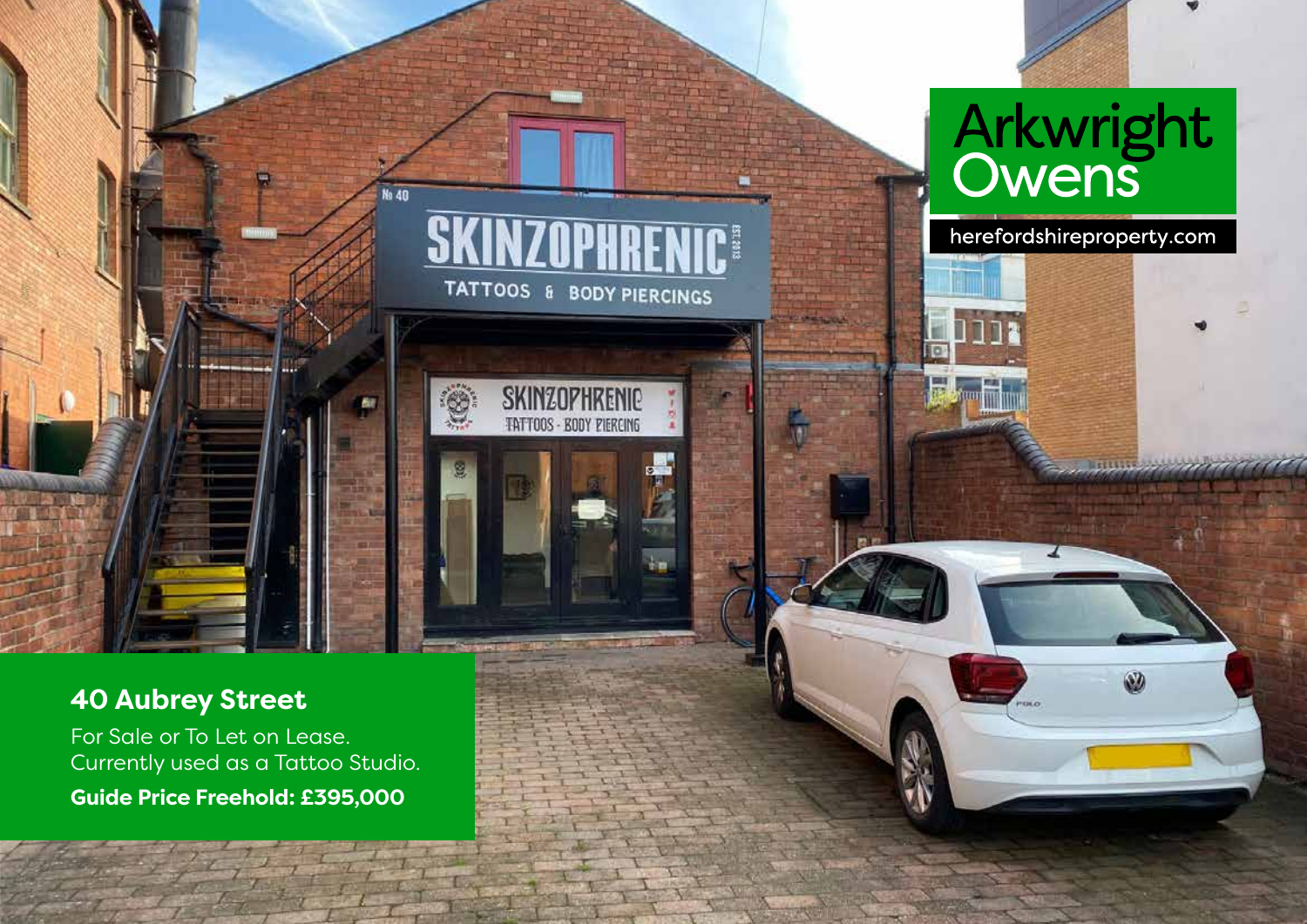Arkwright Owens

herefordshireproperty.com

# 40 Aubrey Street

For Sale or To Let on Lease.
Currently used as a Tattoo Studio.

**Guide Price Freehold: £395,000**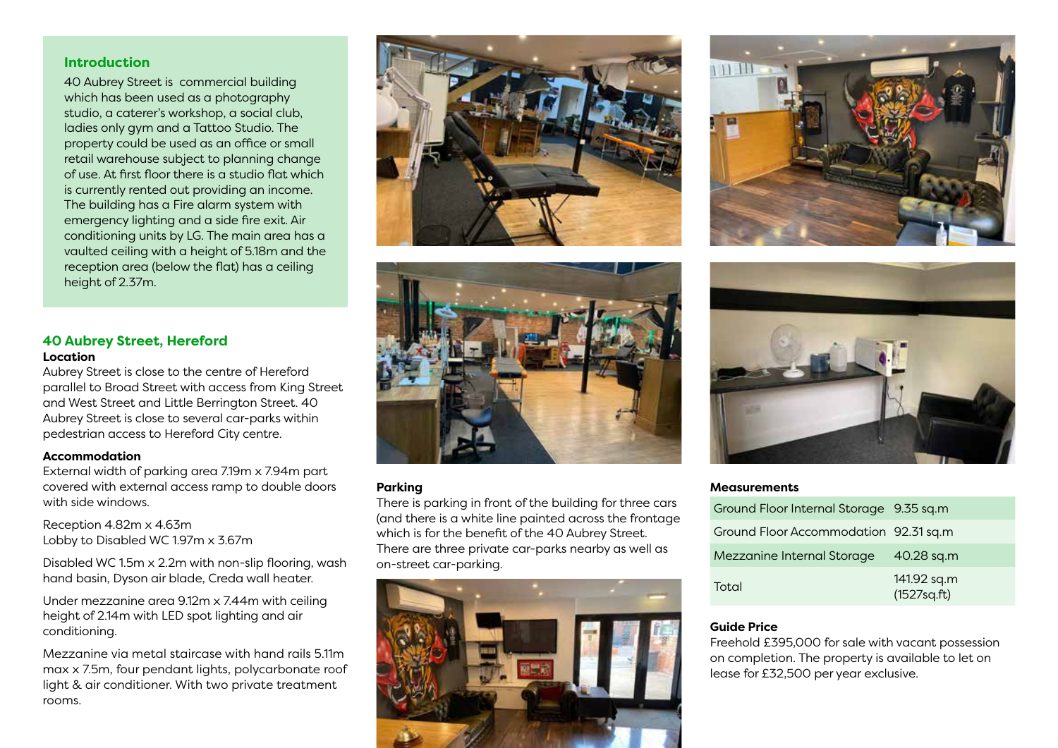## Introduction

40 Aubrey Street is  commercial building which has been used as a photography studio, a caterer's workshop, a social club, ladies only gym and a Tattoo Studio. The property could be used as an office or small retail warehouse subject to planning change of use. At first floor there is a studio flat which is currently rented out providing an income. The building has a Fire alarm system with emergency lighting and a side fire exit. Air conditioning units by LG. The main area has a vaulted ceiling with a height of 5.18m and the reception area (below the flat) has a ceiling height of 2.37m.

## 40 Aubrey Street, Hereford

**Location**

Aubrey Street is close to the centre of Hereford parallel to Broad Street with access from King Street and West Street and Little Berrington Street. 40 Aubrey Street is close to several car-parks within pedestrian access to Hereford City centre.

**Accommodation**

External width of parking area 7.19m x 7.94m part covered with external access ramp to double doors with side windows.

Reception 4.82m x 4.63m
Lobby to Disabled WC 1.97m x 3.67m

Disabled WC 1.5m x 2.2m with non-slip flooring, wash hand basin, Dyson air blade, Creda wall heater.

Under mezzanine area 9.12m x 7.44m with ceiling height of 2.14m with LED spot lighting and air conditioning.

Mezzanine via metal staircase with hand rails 5.11m max x 7.5m, four pendant lights, polycarbonate roof light & air conditioner. With two private treatment rooms.

**Parking**

There is parking in front of the building for three cars (and there is a white line painted across the frontage which is for the benefit of the 40 Aubrey Street. There are three private car-parks nearby as well as on-street car-parking.

**Measurements**

| | |
|---|---|
| Ground Floor Internal Storage | 9.35 sq.m |
| Ground Floor Accommodation | 92.31 sq.m |
| Mezzanine Internal Storage | 40.28 sq.m |
| Total | 141.92 sq.m (1527sq.ft) |

**Guide Price**

Freehold £395,000 for sale with vacant possession on completion. The property is available to let on lease for £32,500 per year exclusive.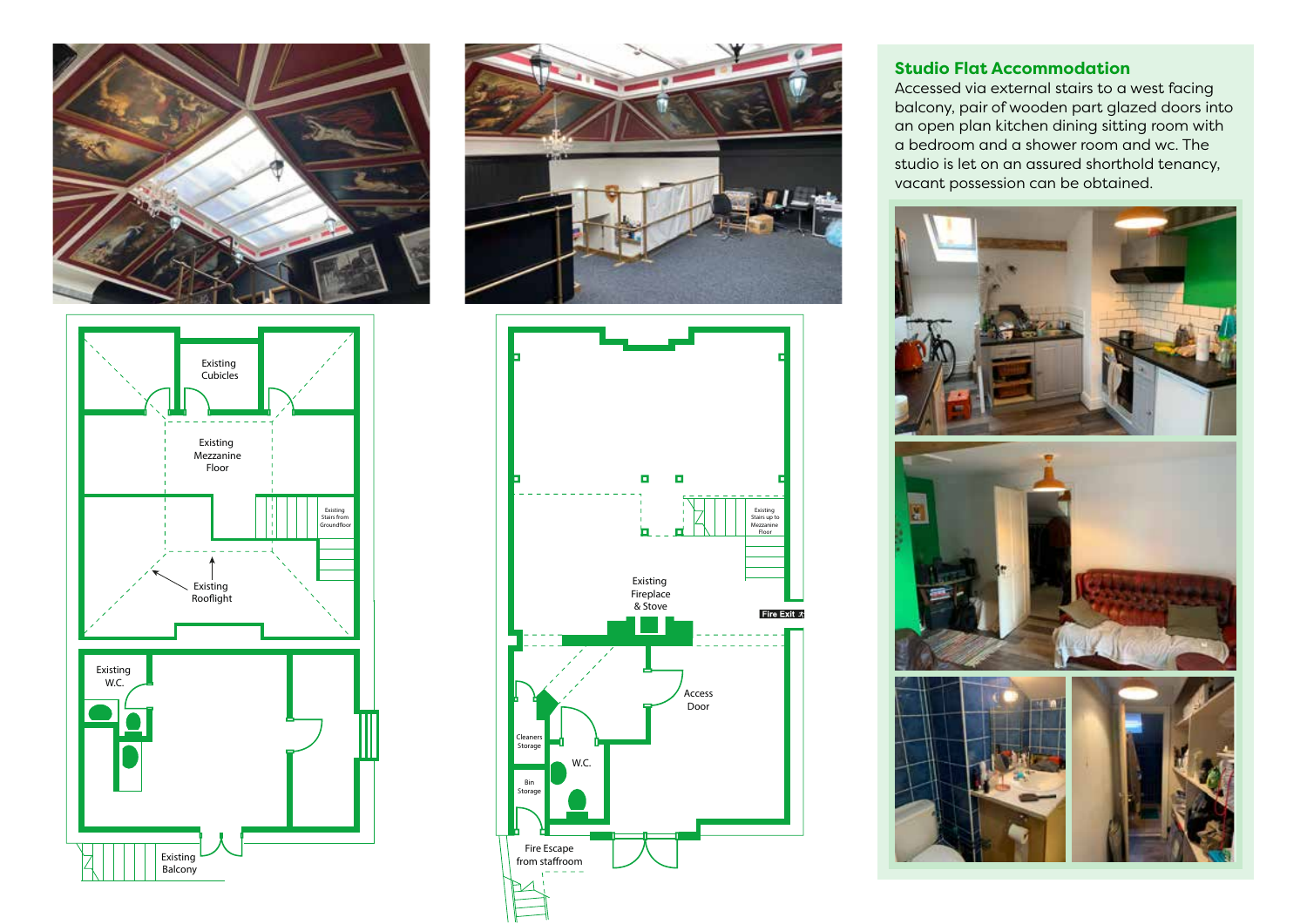## Studio Flat Accommodation

Accessed via external stairs to a west facing balcony, pair of wooden part glazed doors into an open plan kitchen dining sitting room with a bedroom and a shower room and wc. The studio is let on an assured shorthold tenancy, vacant possession can be obtained.

Existing Cubicles

Existing Mezzanine Floor

Existing Stairs from Groundfloor

Existing Rooflight

Existing W.C.

Existing Balcony

Existing Stairs up to Mezzanine Floor

Existing Fireplace & Stove

Fire Exit

Access Door

Cleaners Storage

W.C.

Bin Storage

Fire Escape from staffroom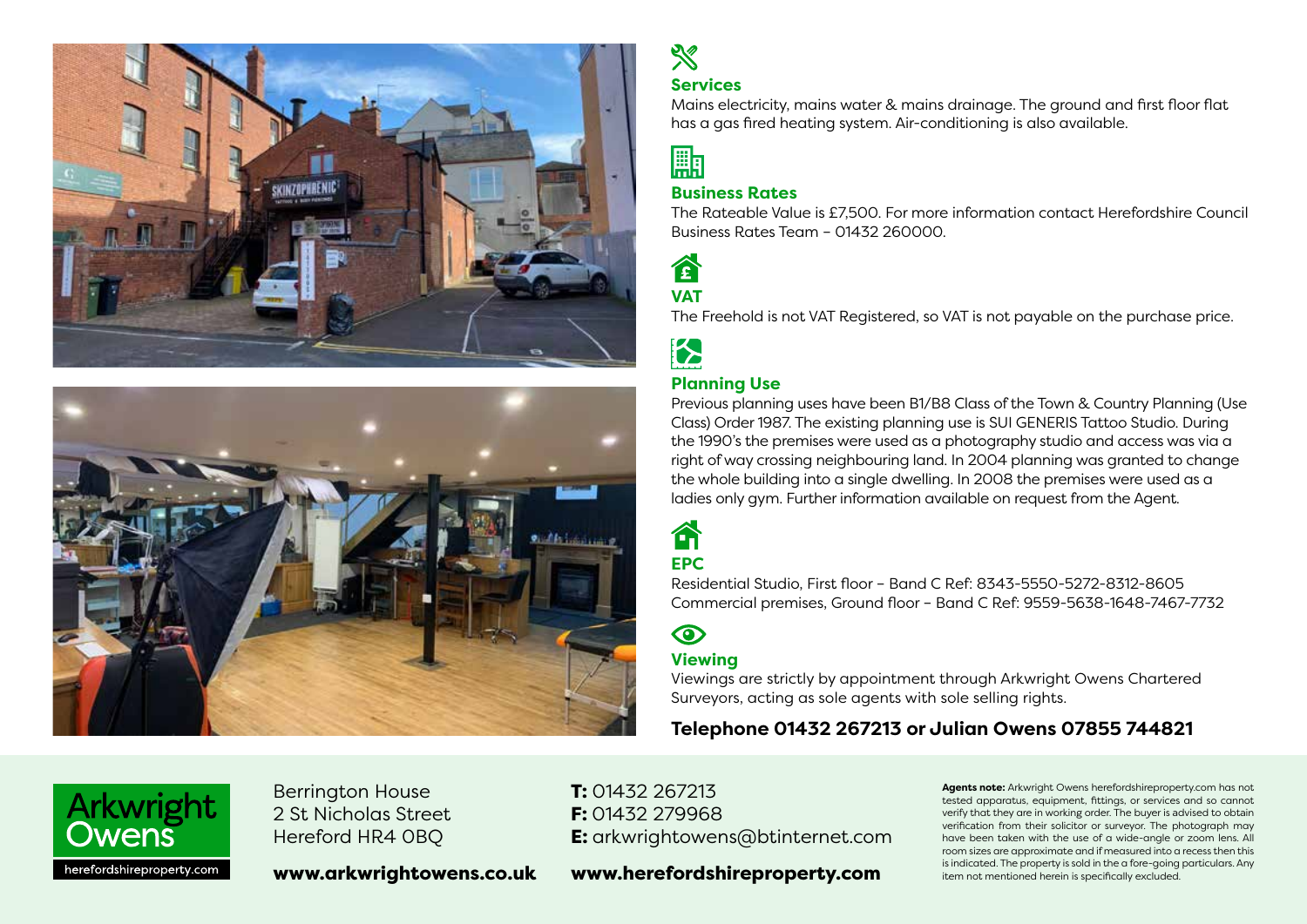## Services

Mains electricity, mains water & mains drainage. The ground and first floor flat has a gas fired heating system. Air-conditioning is also available.

## Business Rates

The Rateable Value is £7,500. For more information contact Herefordshire Council Business Rates Team – 01432 260000.

## VAT

The Freehold is not VAT Registered, so VAT is not payable on the purchase price.

## Planning Use

Previous planning uses have been B1/B8 Class of the Town & Country Planning (Use Class) Order 1987. The existing planning use is SUI GENERIS Tattoo Studio. During the 1990's the premises were used as a photography studio and access was via a right of way crossing neighbouring land. In 2004 planning was granted to change the whole building into a single dwelling. In 2008 the premises were used as a ladies only gym. Further information available on request from the Agent.

## EPC

Residential Studio, First floor – Band C Ref: 8343-5550-5272-8312-8605
Commercial premises, Ground floor – Band C Ref: 9559-5638-1648-7467-7732

## Viewing

Viewings are strictly by appointment through Arkwright Owens Chartered Surveyors, acting as sole agents with sole selling rights.

**Telephone 01432 267213 or Julian Owens 07855 744821**

Arkwright Owens
herefordshireproperty.com

Berrington House
2 St Nicholas Street
Hereford HR4 0BQ

**www.arkwrightowens.co.uk**

**T:** 01432 267213
**F:** 01432 279968
**E:** arkwrightowens@btinternet.com

**www.herefordshireproperty.com**

**Agents note:** Arkwright Owens herefordshireproperty.com has not tested apparatus, equipment, fittings, or services and so cannot verify that they are in working order. The buyer is advised to obtain verification from their solicitor or surveyor. The photograph may have been taken with the use of a wide-angle or zoom lens. All room sizes are approximate and if measured into a recess then this is indicated. The property is sold in the a fore-going particulars. Any item not mentioned herein is specifically excluded.